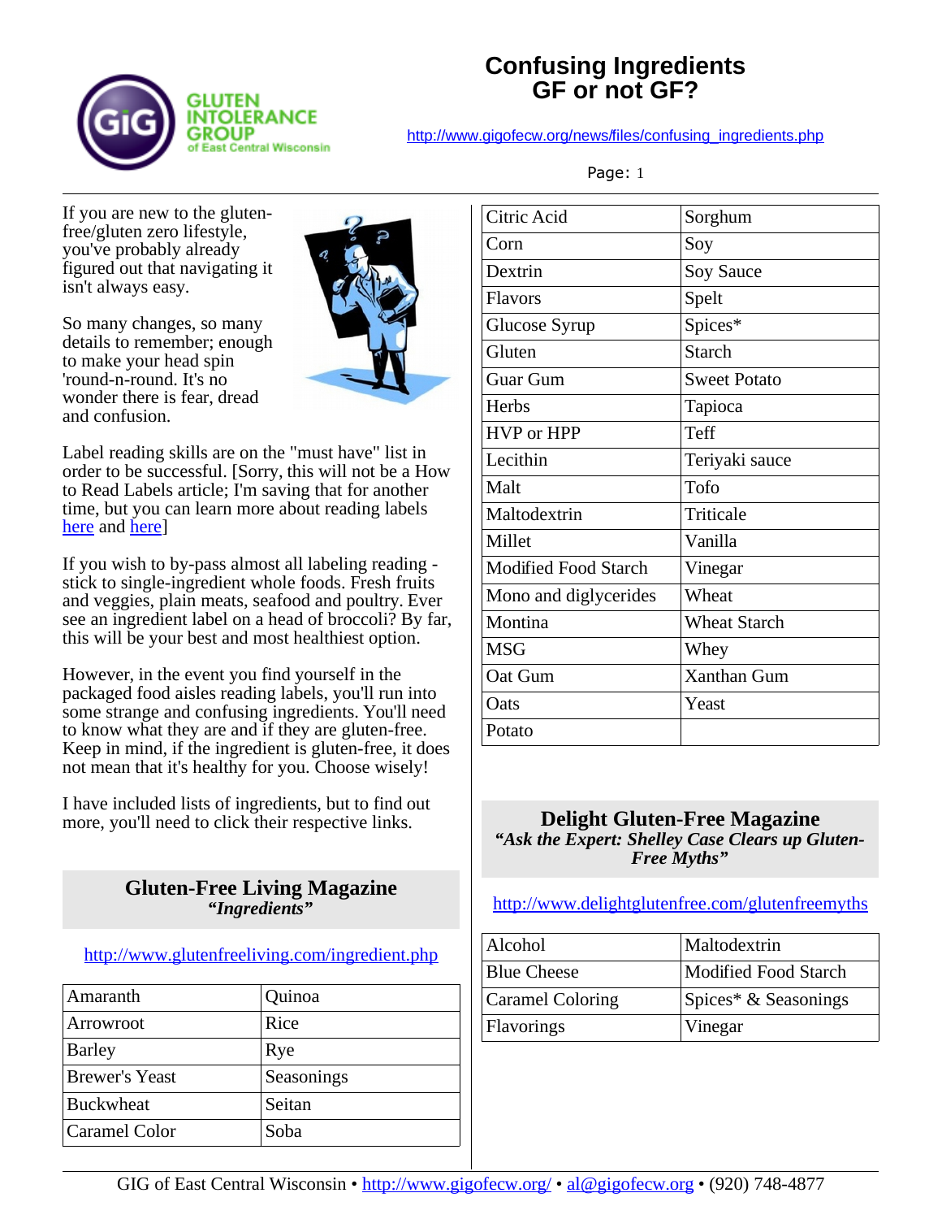# Confusing Ingredients
## GF or not GF?

http://www.gigofecw.org/news/files/confusing_ingredients.php

If you are new to the gluten-free/gluten zero lifestyle, you've probably already figured out that navigating it isn't always easy.

So many changes, so many details to remember; enough to make your head spin 'round-n-round. It's no wonder there is fear, dread and confusion.

Label reading skills are on the "must have" list in order to be successful. [Sorry, this will not be a How to Read Labels article; I'm saving that for another time, but you can learn more about reading labels here and here]

If you wish to by-pass almost all labeling reading - stick to single-ingredient whole foods. Fresh fruits and veggies, plain meats, seafood and poultry. Ever see an ingredient label on a head of broccoli? By far, this will be your best and most healthiest option.

However, in the event you find yourself in the packaged food aisles reading labels, you'll run into some strange and confusing ingredients. You'll need to know what they are and if they are gluten-free. Keep in mind, if the ingredient is gluten-free, it does not mean that it's healthy for you. Choose wisely!

I have included lists of ingredients, but to find out more, you'll need to click their respective links.

### Gluten-Free Living Magazine
***"Ingredients"***

http://www.glutenfreeliving.com/ingredient.php

| | |
|---|---|
| Amaranth | Quinoa |
| Arrowroot | Rice |
| Barley | Rye |
| Brewer's Yeast | Seasonings |
| Buckwheat | Seitan |
| Caramel Color | Soba |
| Citric Acid | Sorghum |
| Corn | Soy |
| Dextrin | Soy Sauce |
| Flavors | Spelt |
| Glucose Syrup | Spices* |
| Gluten | Starch |
| Guar Gum | Sweet Potato |
| Herbs | Tapioca |
| HVP or HPP | Teff |
| Lecithin | Teriyaki sauce |
| Malt | Tofo |
| Maltodextrin | Triticale |
| Millet | Vanilla |
| Modified Food Starch | Vinegar |
| Mono and diglycerides | Wheat |
| Montina | Wheat Starch |
| MSG | Whey |
| Oat Gum | Xanthan Gum |
| Oats | Yeast |
| Potato | |

### Delight Gluten-Free Magazine
***"Ask the Expert: Shelley Case Clears up Gluten-Free Myths"***

http://www.delightglutenfree.com/glutenfreemyths

| | |
|---|---|
| Alcohol | Maltodextrin |
| Blue Cheese | Modified Food Starch |
| Caramel Coloring | Spices* & Seasonings |
| Flavorings | Vinegar |

GIG of East Central Wisconsin • http://www.gigofecw.org/ • al@gigofecw.org • (920) 748-4877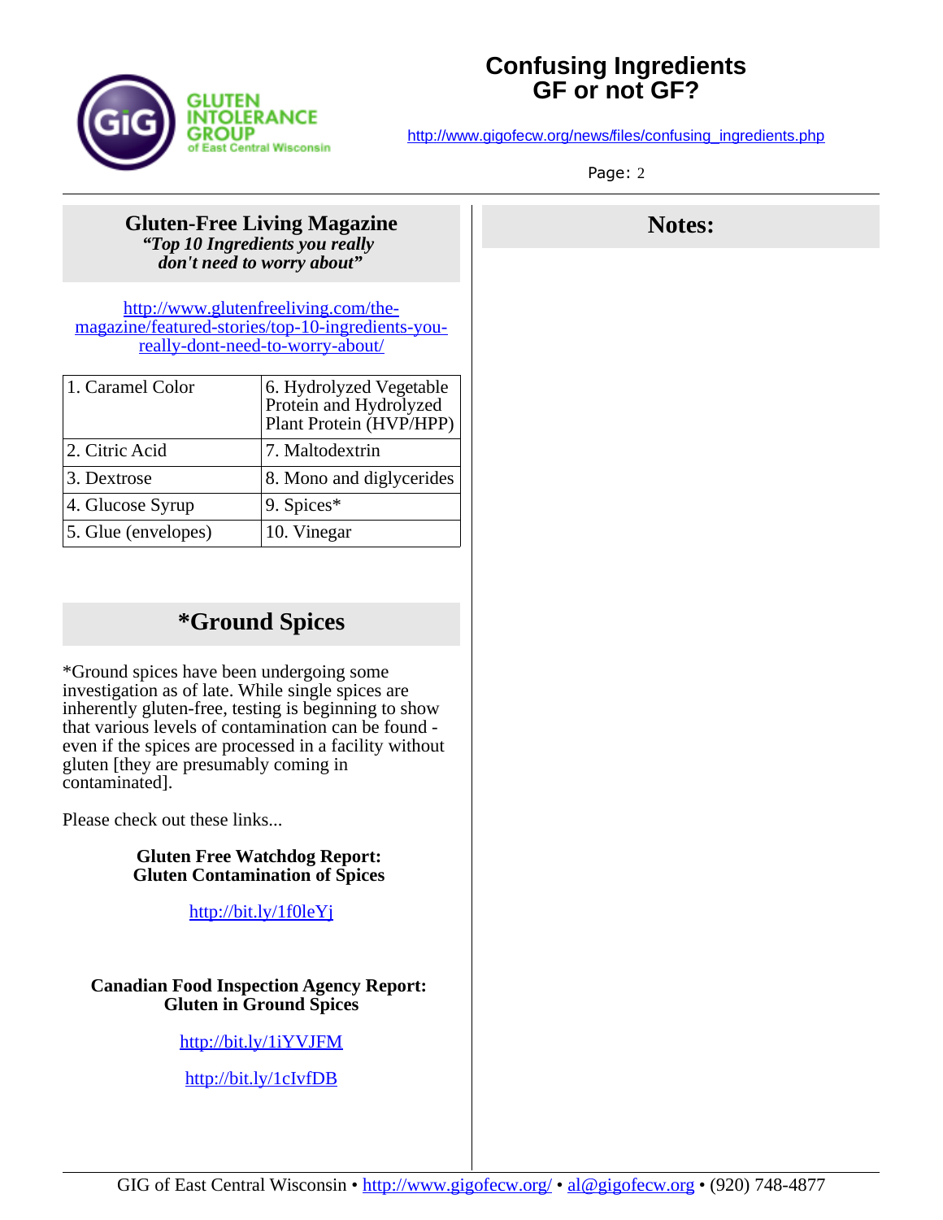## Gluten-Free Living Magazine

***"Top 10 Ingredients you really don't need to worry about"***

http://www.glutenfreeliving.com/the-magazine/featured-stories/top-10-ingredients-you-really-dont-need-to-worry-about/

| | |
|---|---|
| 1. Caramel Color | 6. Hydrolyzed Vegetable Protein and Hydrolyzed Plant Protein (HVP/HPP) |
| 2. Citric Acid | 7. Maltodextrin |
| 3. Dextrose | 8. Mono and diglycerides |
| 4. Glucose Syrup | 9. Spices* |
| 5. Glue (envelopes) | 10. Vinegar |

## *Ground Spices

*Ground spices have been undergoing some investigation as of late. While single spices are inherently gluten-free, testing is beginning to show that various levels of contamination can be found - even if the spices are processed in a facility without gluten [they are presumably coming in contaminated].

Please check out these links...

**Gluten Free Watchdog Report: Gluten Contamination of Spices**

http://bit.ly/1f0leYj

**Canadian Food Inspection Agency Report: Gluten in Ground Spices**

http://bit.ly/1iYVJFM

http://bit.ly/1cIvfDB

## Notes: